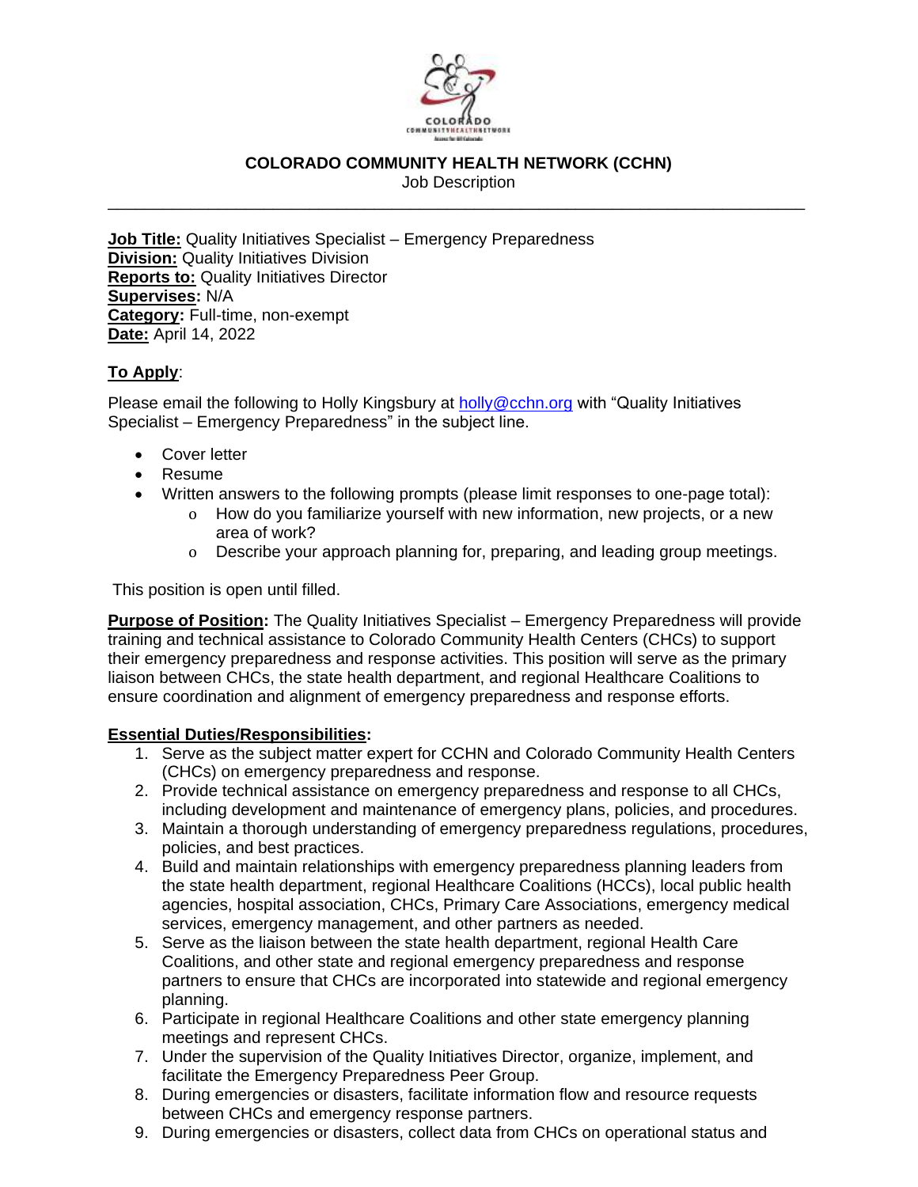# COLORADO COMMUNITY HEALTH NETWORK (CCHN)

Job Description

---

**Job Title:** Quality Initiatives Specialist – Emergency Preparedness
**Division:** Quality Initiatives Division
**Reports to:** Quality Initiatives Director
**Supervises:** N/A
**Category:** Full-time, non-exempt
**Date:** April 14, 2022

**To Apply**:

Please email the following to Holly Kingsbury at holly@cchn.org with "Quality Initiatives Specialist – Emergency Preparedness" in the subject line.

- Cover letter
- Resume
- Written answers to the following prompts (please limit responses to one-page total):
  - How do you familiarize yourself with new information, new projects, or a new area of work?
  - Describe your approach planning for, preparing, and leading group meetings.

This position is open until filled.

**Purpose of Position:** The Quality Initiatives Specialist – Emergency Preparedness will provide training and technical assistance to Colorado Community Health Centers (CHCs) to support their emergency preparedness and response activities. This position will serve as the primary liaison between CHCs, the state health department, and regional Healthcare Coalitions to ensure coordination and alignment of emergency preparedness and response efforts.

**Essential Duties/Responsibilities:**

1. Serve as the subject matter expert for CCHN and Colorado Community Health Centers (CHCs) on emergency preparedness and response.
2. Provide technical assistance on emergency preparedness and response to all CHCs, including development and maintenance of emergency plans, policies, and procedures.
3. Maintain a thorough understanding of emergency preparedness regulations, procedures, policies, and best practices.
4. Build and maintain relationships with emergency preparedness planning leaders from the state health department, regional Healthcare Coalitions (HCCs), local public health agencies, hospital association, CHCs, Primary Care Associations, emergency medical services, emergency management, and other partners as needed.
5. Serve as the liaison between the state health department, regional Health Care Coalitions, and other state and regional emergency preparedness and response partners to ensure that CHCs are incorporated into statewide and regional emergency planning.
6. Participate in regional Healthcare Coalitions and other state emergency planning meetings and represent CHCs.
7. Under the supervision of the Quality Initiatives Director, organize, implement, and facilitate the Emergency Preparedness Peer Group.
8. During emergencies or disasters, facilitate information flow and resource requests between CHCs and emergency response partners.
9. During emergencies or disasters, collect data from CHCs on operational status and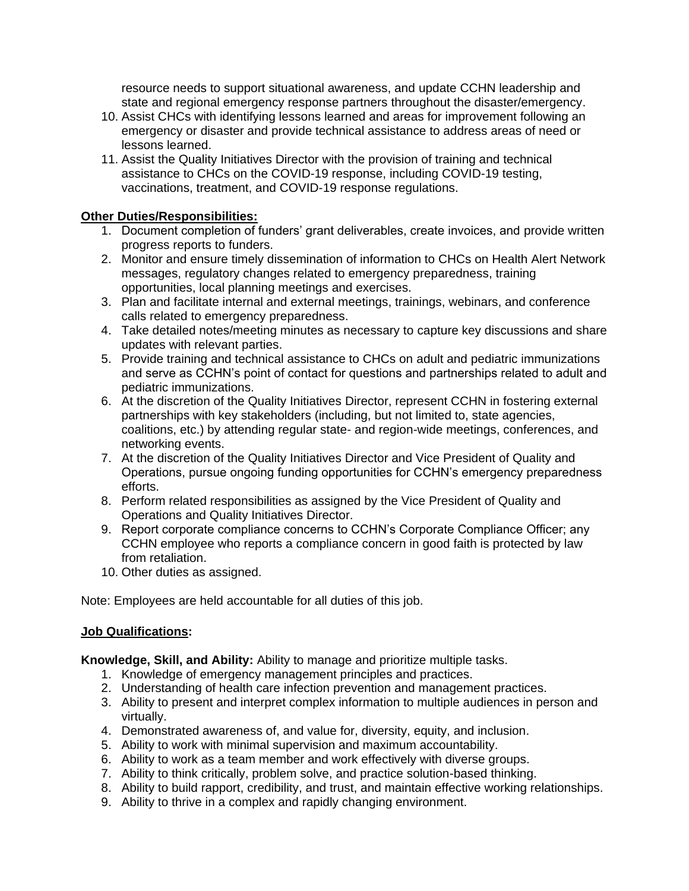resource needs to support situational awareness, and update CCHN leadership and state and regional emergency response partners throughout the disaster/emergency.

10. Assist CHCs with identifying lessons learned and areas for improvement following an emergency or disaster and provide technical assistance to address areas of need or lessons learned.
11. Assist the Quality Initiatives Director with the provision of training and technical assistance to CHCs on the COVID-19 response, including COVID-19 testing, vaccinations, treatment, and COVID-19 response regulations.

**Other Duties/Responsibilities:**

1. Document completion of funders' grant deliverables, create invoices, and provide written progress reports to funders.
2. Monitor and ensure timely dissemination of information to CHCs on Health Alert Network messages, regulatory changes related to emergency preparedness, training opportunities, local planning meetings and exercises.
3. Plan and facilitate internal and external meetings, trainings, webinars, and conference calls related to emergency preparedness.
4. Take detailed notes/meeting minutes as necessary to capture key discussions and share updates with relevant parties.
5. Provide training and technical assistance to CHCs on adult and pediatric immunizations and serve as CCHN's point of contact for questions and partnerships related to adult and pediatric immunizations.
6. At the discretion of the Quality Initiatives Director, represent CCHN in fostering external partnerships with key stakeholders (including, but not limited to, state agencies, coalitions, etc.) by attending regular state- and region-wide meetings, conferences, and networking events.
7. At the discretion of the Quality Initiatives Director and Vice President of Quality and Operations, pursue ongoing funding opportunities for CCHN's emergency preparedness efforts.
8. Perform related responsibilities as assigned by the Vice President of Quality and Operations and Quality Initiatives Director.
9. Report corporate compliance concerns to CCHN's Corporate Compliance Officer; any CCHN employee who reports a compliance concern in good faith is protected by law from retaliation.
10. Other duties as assigned.

Note: Employees are held accountable for all duties of this job.

**Job Qualifications:**

**Knowledge, Skill, and Ability:** Ability to manage and prioritize multiple tasks.

1. Knowledge of emergency management principles and practices.
2. Understanding of health care infection prevention and management practices.
3. Ability to present and interpret complex information to multiple audiences in person and virtually.
4. Demonstrated awareness of, and value for, diversity, equity, and inclusion.
5. Ability to work with minimal supervision and maximum accountability.
6. Ability to work as a team member and work effectively with diverse groups.
7. Ability to think critically, problem solve, and practice solution-based thinking.
8. Ability to build rapport, credibility, and trust, and maintain effective working relationships.
9. Ability to thrive in a complex and rapidly changing environment.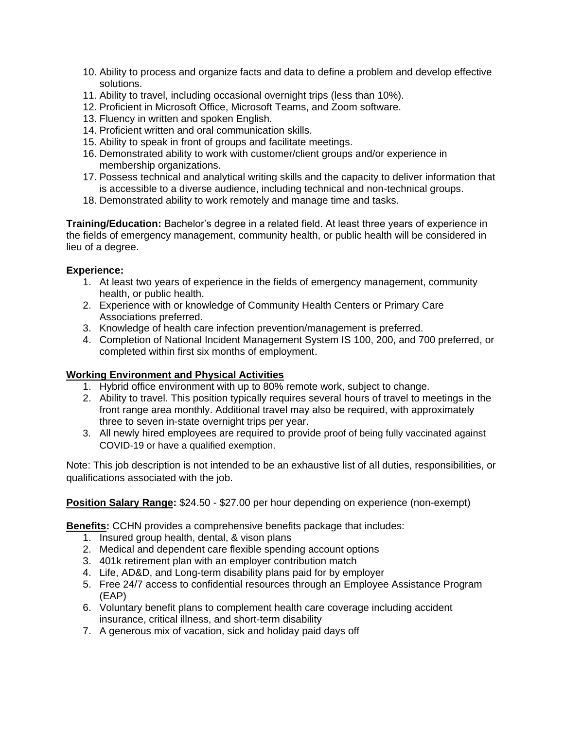10. Ability to process and organize facts and data to define a problem and develop effective solutions.
11. Ability to travel, including occasional overnight trips (less than 10%).
12. Proficient in Microsoft Office, Microsoft Teams, and Zoom software.
13. Fluency in written and spoken English.
14. Proficient written and oral communication skills.
15. Ability to speak in front of groups and facilitate meetings.
16. Demonstrated ability to work with customer/client groups and/or experience in membership organizations.
17. Possess technical and analytical writing skills and the capacity to deliver information that is accessible to a diverse audience, including technical and non-technical groups.
18. Demonstrated ability to work remotely and manage time and tasks.

**Training/Education:** Bachelor's degree in a related field. At least three years of experience in the fields of emergency management, community health, or public health will be considered in lieu of a degree.

**Experience:**

1. At least two years of experience in the fields of emergency management, community health, or public health.
2. Experience with or knowledge of Community Health Centers or Primary Care Associations preferred.
3. Knowledge of health care infection prevention/management is preferred.
4. Completion of National Incident Management System IS 100, 200, and 700 preferred, or completed within first six months of employment.

**Working Environment and Physical Activities**

1. Hybrid office environment with up to 80% remote work, subject to change.
2. Ability to travel. This position typically requires several hours of travel to meetings in the front range area monthly. Additional travel may also be required, with approximately three to seven in-state overnight trips per year.
3. All newly hired employees are required to provide proof of being fully vaccinated against COVID-19 or have a qualified exemption.

Note: This job description is not intended to be an exhaustive list of all duties, responsibilities, or qualifications associated with the job.

**Position Salary Range:** $24.50 - $27.00 per hour depending on experience (non-exempt)

**Benefits:** CCHN provides a comprehensive benefits package that includes:

1. Insured group health, dental, & vison plans
2. Medical and dependent care flexible spending account options
3. 401k retirement plan with an employer contribution match
4. Life, AD&D, and Long-term disability plans paid for by employer
5. Free 24/7 access to confidential resources through an Employee Assistance Program (EAP)
6. Voluntary benefit plans to complement health care coverage including accident insurance, critical illness, and short-term disability
7. A generous mix of vacation, sick and holiday paid days off